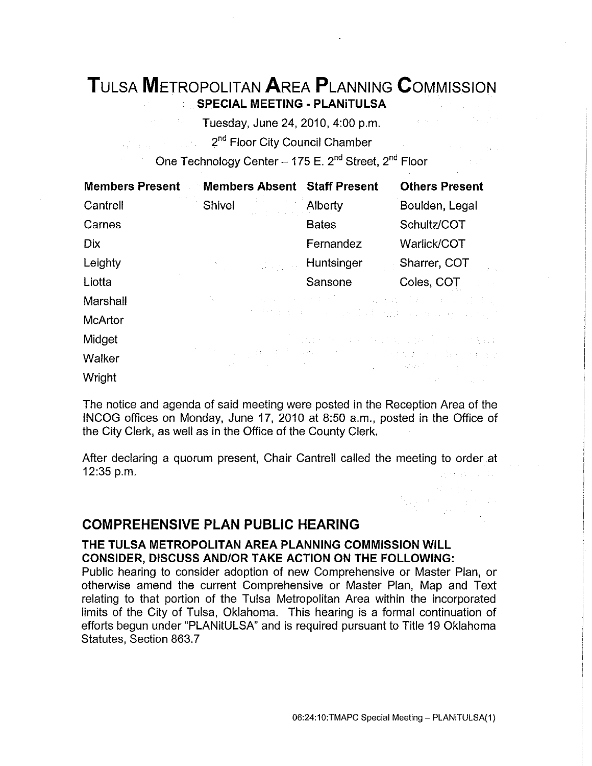# TULSA METROPOLITAN AREA PLANNING COMMISSION

## SPECIAL MEETING - PLANiTULSA

Tuesday, June 24, 2010, 4:00 p.m.

2nd Floor City Council Chamber

One Technology Center – 175 E. 2nd Street, 2nd Floor

| Members Present | Members Absent | Staff Present | Others Present |
|---|---|---|---|
| Cantrell | Shivel | Alberty | Boulden, Legal |
| Carnes | | Bates | Schultz/COT |
| Dix | | Fernandez | Warlick/COT |
| Leighty | | Huntsinger | Sharrer, COT |
| Liotta | | Sansone | Coles, COT |
| Marshall | | | |
| McArtor | | | |
| Midget | | | |
| Walker | | | |
| Wright | | | |

The notice and agenda of said meeting were posted in the Reception Area of the INCOG offices on Monday, June 17, 2010 at 8:50 a.m., posted in the Office of the City Clerk, as well as in the Office of the County Clerk.

After declaring a quorum present, Chair Cantrell called the meeting to order at 12:35 p.m.

## COMPREHENSIVE PLAN PUBLIC HEARING

**THE TULSA METROPOLITAN AREA PLANNING COMMISSION WILL CONSIDER, DISCUSS AND/OR TAKE ACTION ON THE FOLLOWING:**

Public hearing to consider adoption of new Comprehensive or Master Plan, or otherwise amend the current Comprehensive or Master Plan, Map and Text relating to that portion of the Tulsa Metropolitan Area within the incorporated limits of the City of Tulsa, Oklahoma. This hearing is a formal continuation of efforts begun under "PLANitULSA" and is required pursuant to Title 19 Oklahoma Statutes, Section 863.7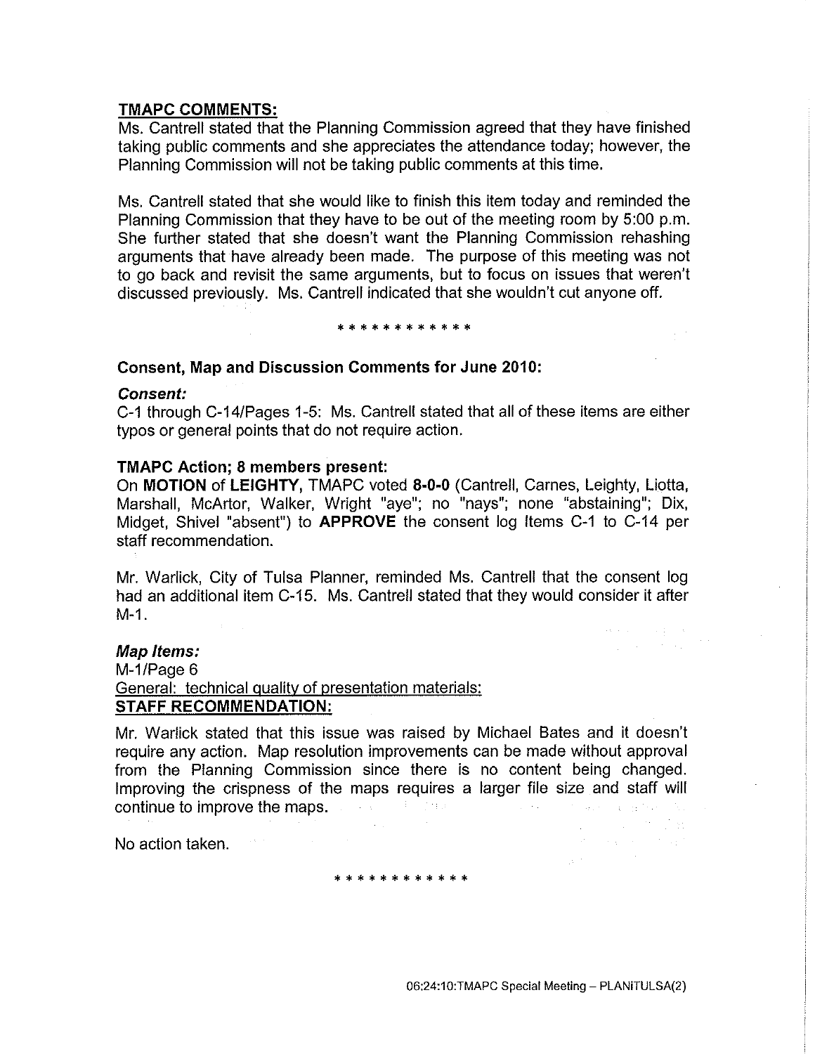**TMAPC COMMENTS:**

Ms. Cantrell stated that the Planning Commission agreed that they have finished taking public comments and she appreciates the attendance today; however, the Planning Commission will not be taking public comments at this time.

Ms. Cantrell stated that she would like to finish this item today and reminded the Planning Commission that they have to be out of the meeting room by 5:00 p.m. She further stated that she doesn't want the Planning Commission rehashing arguments that have already been made. The purpose of this meeting was not to go back and revisit the same arguments, but to focus on issues that weren't discussed previously. Ms. Cantrell indicated that she wouldn't cut anyone off.

\* \* \* \* \* \* \* \* \* \* \* \*

**Consent, Map and Discussion Comments for June 2010:**

***Consent:***

C-1 through C-14/Pages 1-5: Ms. Cantrell stated that all of these items are either typos or general points that do not require action.

**TMAPC Action; 8 members present:**

On **MOTION** of **LEIGHTY,** TMAPC voted **8-0-0** (Cantrell, Carnes, Leighty, Liotta, Marshall, McArtor, Walker, Wright "aye"; no "nays"; none "abstaining"; Dix, Midget, Shivel "absent") to **APPROVE** the consent log Items C-1 to C-14 per staff recommendation.

Mr. Warlick, City of Tulsa Planner, reminded Ms. Cantrell that the consent log had an additional item C-15. Ms. Cantrell stated that they would consider it after M-1.

***Map Items:***

M-1/Page 6

General: technical quality of presentation materials:

**STAFF RECOMMENDATION:**

Mr. Warlick stated that this issue was raised by Michael Bates and it doesn't require any action. Map resolution improvements can be made without approval from the Planning Commission since there is no content being changed. Improving the crispness of the maps requires a larger file size and staff will continue to improve the maps.

No action taken.

\* \* \* \* \* \* \* \* \* \* \* \*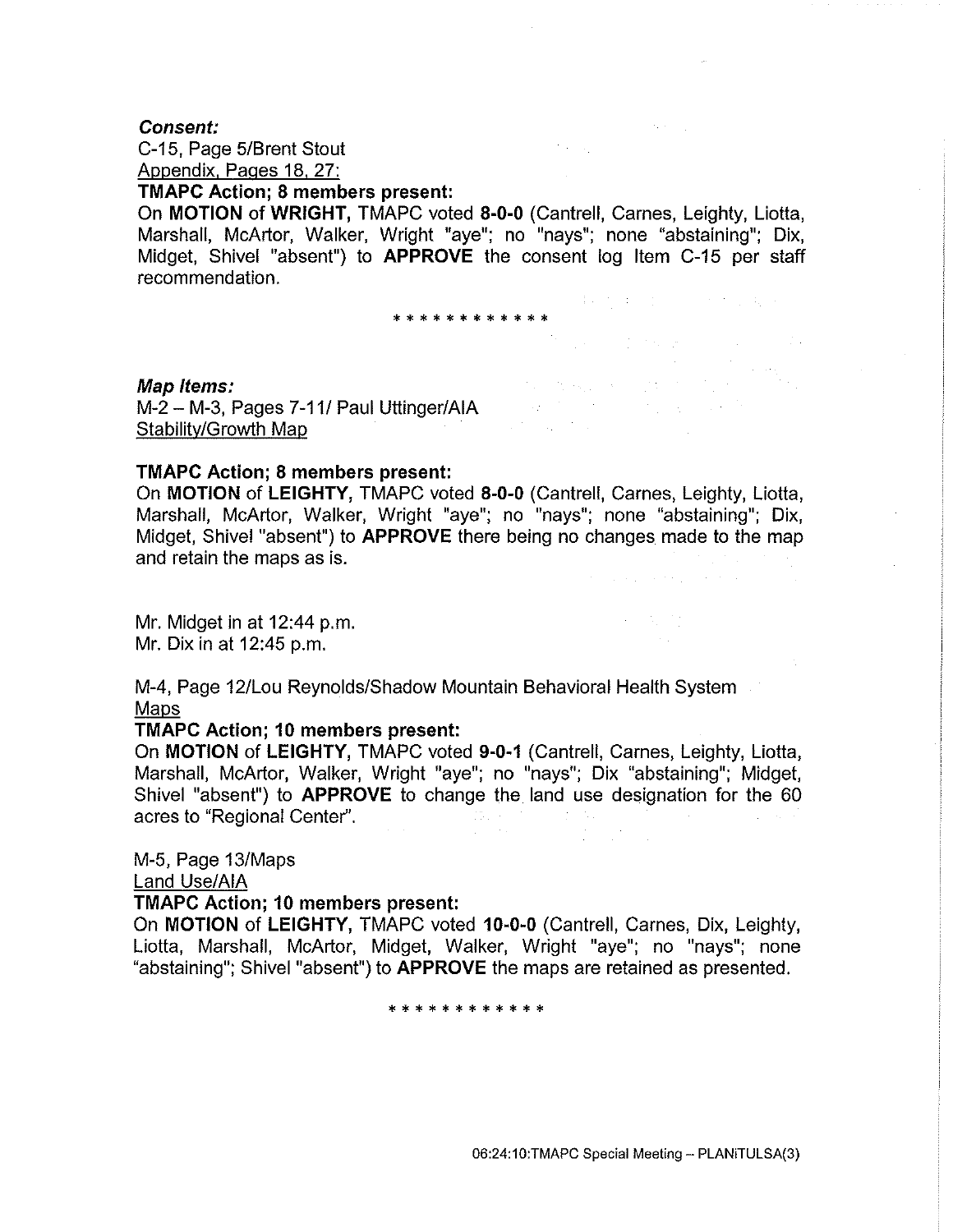***Consent:***

C-15, Page 5/Brent Stout

Appendix, Pages 18, 27:

**TMAPC Action; 8 members present:**

On **MOTION** of **WRIGHT,** TMAPC voted **8-0-0** (Cantrell, Carnes, Leighty, Liotta, Marshall, McArtor, Walker, Wright "aye"; no "nays"; none "abstaining"; Dix, Midget, Shivel "absent") to **APPROVE** the consent log Item C-15 per staff recommendation.

\* \* \* \* \* \* \* \* \* \* \* \*

***Map Items:***

M-2 – M-3, Pages 7-11/ Paul Uttinger/AIA

Stability/Growth Map

**TMAPC Action; 8 members present:**

On **MOTION** of **LEIGHTY,** TMAPC voted **8-0-0** (Cantrell, Carnes, Leighty, Liotta, Marshall, McArtor, Walker, Wright "aye"; no "nays"; none "abstaining"; Dix, Midget, Shivel "absent") to **APPROVE** there being no changes made to the map and retain the maps as is.

Mr. Midget in at 12:44 p.m.

Mr. Dix in at 12:45 p.m.

M-4, Page 12/Lou Reynolds/Shadow Mountain Behavioral Health System

Maps

**TMAPC Action; 10 members present:**

On **MOTION** of **LEIGHTY,** TMAPC voted **9-0-1** (Cantrell, Carnes, Leighty, Liotta, Marshall, McArtor, Walker, Wright "aye"; no "nays"; Dix "abstaining"; Midget, Shivel "absent") to **APPROVE** to change the land use designation for the 60 acres to "Regional Center".

M-5, Page 13/Maps

Land Use/AIA

**TMAPC Action; 10 members present:**

On **MOTION** of **LEIGHTY,** TMAPC voted **10-0-0** (Cantrell, Carnes, Dix, Leighty, Liotta, Marshall, McArtor, Midget, Walker, Wright "aye"; no "nays"; none "abstaining"; Shivel "absent") to **APPROVE** the maps are retained as presented.

\* \* \* \* \* \* \* \* \* \* \* \*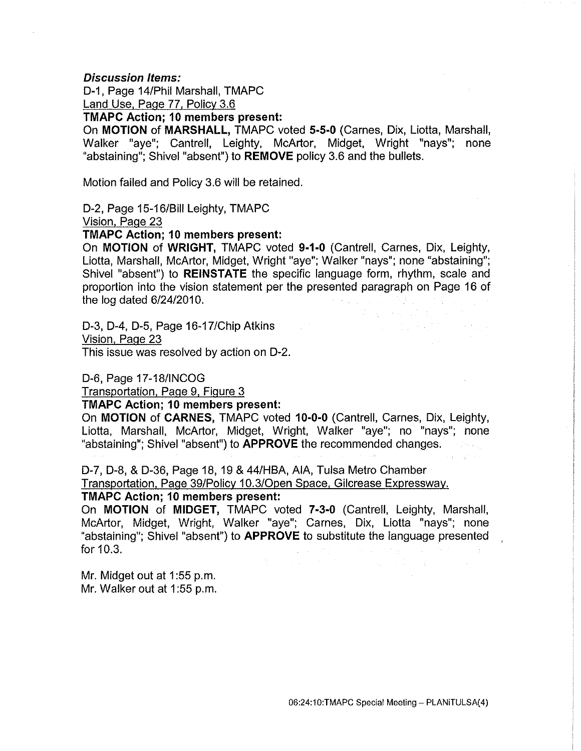***Discussion Items:***

D-1, Page 14/Phil Marshall, TMAPC

Land Use, Page 77, Policy 3.6

**TMAPC Action; 10 members present:**

On **MOTION** of **MARSHALL,** TMAPC voted **5-5-0** (Carnes, Dix, Liotta, Marshall, Walker "aye"; Cantrell, Leighty, McArtor, Midget, Wright "nays"; none "abstaining"; Shivel "absent") to **REMOVE** policy 3.6 and the bullets.

Motion failed and Policy 3.6 will be retained.

D-2, Page 15-16/Bill Leighty, TMAPC

Vision, Page 23

**TMAPC Action; 10 members present:**

On **MOTION** of **WRIGHT,** TMAPC voted **9-1-0** (Cantrell, Carnes, Dix, Leighty, Liotta, Marshall, McArtor, Midget, Wright "aye"; Walker "nays"; none "abstaining"; Shivel "absent") to **REINSTATE** the specific language form, rhythm, scale and proportion into the vision statement per the presented paragraph on Page 16 of the log dated 6/24/2010.

D-3, D-4, D-5, Page 16-17/Chip Atkins

Vision, Page 23

This issue was resolved by action on D-2.

D-6, Page 17-18/INCOG

Transportation, Page 9, Figure 3

**TMAPC Action; 10 members present:**

On **MOTION** of **CARNES,** TMAPC voted **10-0-0** (Cantrell, Carnes, Dix, Leighty, Liotta, Marshall, McArtor, Midget, Wright, Walker "aye"; no "nays"; none "abstaining"; Shivel "absent") to **APPROVE** the recommended changes.

D-7, D-8, & D-36, Page 18, 19 & 44/HBA, AIA, Tulsa Metro Chamber

Transportation, Page 39/Policy 10.3/Open Space, Gilcrease Expressway.

**TMAPC Action; 10 members present:**

On **MOTION** of **MIDGET,** TMAPC voted **7-3-0** (Cantrell, Leighty, Marshall, McArtor, Midget, Wright, Walker "aye"; Carnes, Dix, Liotta "nays"; none "abstaining"; Shivel "absent") to **APPROVE** to substitute the language presented for 10.3.

Mr. Midget out at 1:55 p.m.

Mr. Walker out at 1:55 p.m.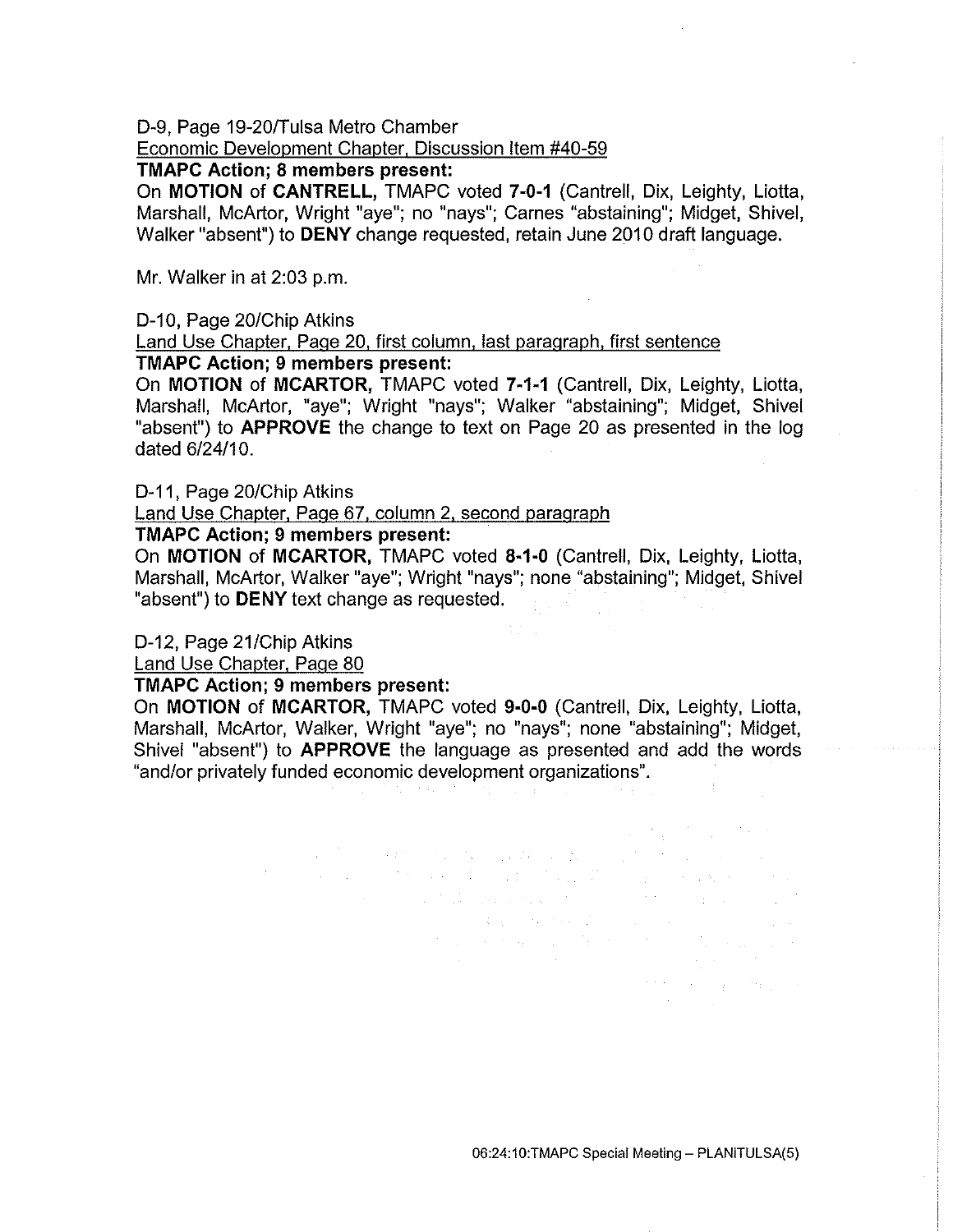D-9, Page 19-20/Tulsa Metro Chamber

Economic Development Chapter, Discussion Item #40-59

**TMAPC Action; 8 members present:**

On **MOTION** of **CANTRELL,** TMAPC voted **7-0-1** (Cantrell, Dix, Leighty, Liotta, Marshall, McArtor, Wright "aye"; no "nays"; Carnes "abstaining"; Midget, Shivel, Walker "absent") to **DENY** change requested, retain June 2010 draft language.

Mr. Walker in at 2:03 p.m.

D-10, Page 20/Chip Atkins

Land Use Chapter, Page 20, first column, last paragraph, first sentence

**TMAPC Action; 9 members present:**

On **MOTION** of **MCARTOR,** TMAPC voted **7-1-1** (Cantrell, Dix, Leighty, Liotta, Marshall, McArtor, "aye"; Wright "nays"; Walker "abstaining"; Midget, Shivel "absent") to **APPROVE** the change to text on Page 20 as presented in the log dated 6/24/10.

D-11, Page 20/Chip Atkins

Land Use Chapter, Page 67, column 2, second paragraph

**TMAPC Action; 9 members present:**

On **MOTION** of **MCARTOR,** TMAPC voted **8-1-0** (Cantrell, Dix, Leighty, Liotta, Marshall, McArtor, Walker "aye"; Wright "nays"; none "abstaining"; Midget, Shivel "absent") to **DENY** text change as requested.

D-12, Page 21/Chip Atkins

Land Use Chapter, Page 80

**TMAPC Action; 9 members present:**

On **MOTION** of **MCARTOR,** TMAPC voted **9-0-0** (Cantrell, Dix, Leighty, Liotta, Marshall, McArtor, Walker, Wright "aye"; no "nays"; none "abstaining"; Midget, Shivel "absent") to **APPROVE** the language as presented and add the words "and/or privately funded economic development organizations".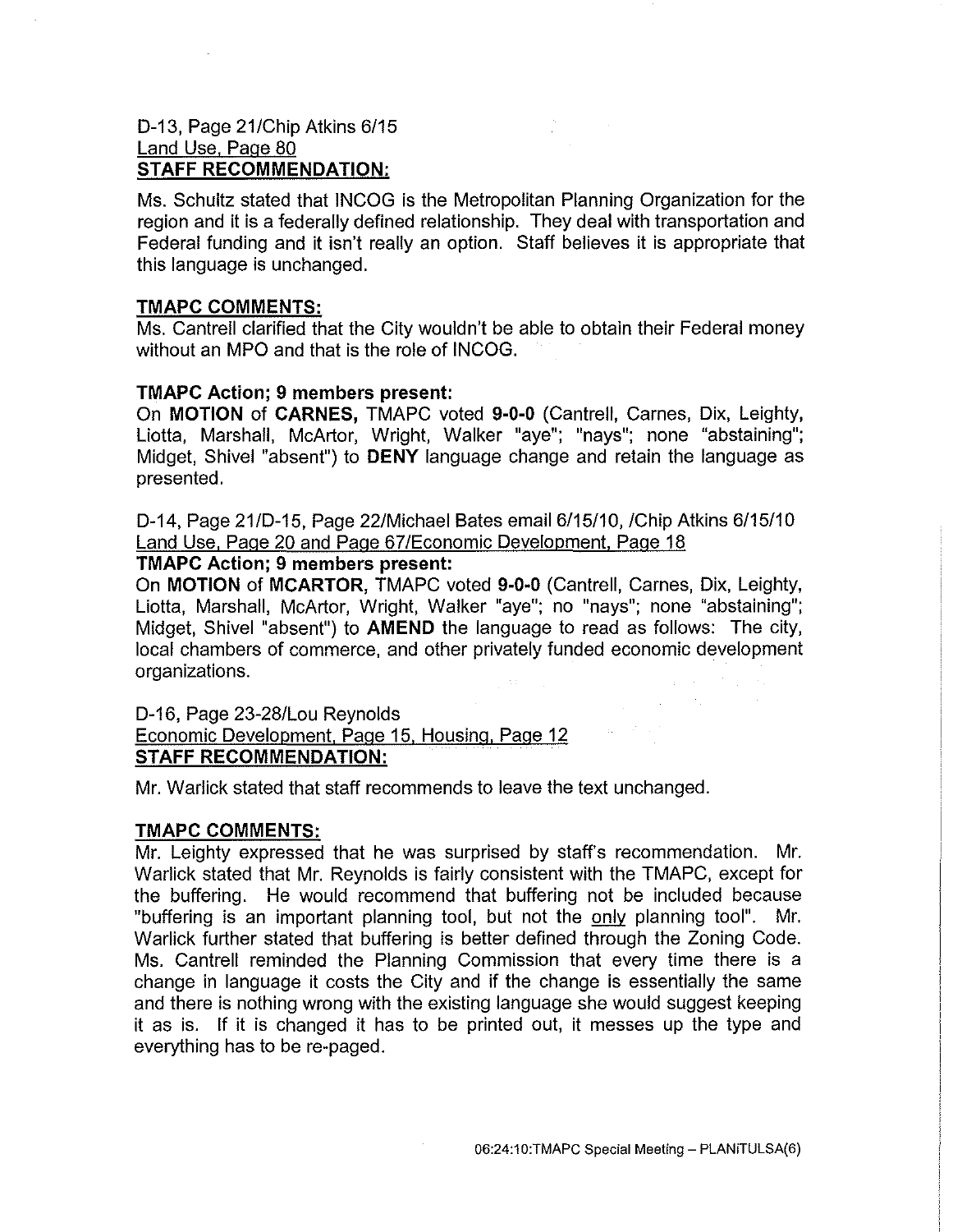D-13, Page 21/Chip Atkins 6/15
Land Use, Page 80
**STAFF RECOMMENDATION:**

Ms. Schultz stated that INCOG is the Metropolitan Planning Organization for the region and it is a federally defined relationship. They deal with transportation and Federal funding and it isn't really an option. Staff believes it is appropriate that this language is unchanged.

**TMAPC COMMENTS:**

Ms. Cantrell clarified that the City wouldn't be able to obtain their Federal money without an MPO and that is the role of INCOG.

**TMAPC Action; 9 members present:**

On **MOTION** of **CARNES,** TMAPC voted **9-0-0** (Cantrell, Carnes, Dix, Leighty, Liotta, Marshall, McArtor, Wright, Walker "aye"; "nays"; none "abstaining"; Midget, Shivel "absent") to **DENY** language change and retain the language as presented.

D-14, Page 21/D-15, Page 22/Michael Bates email 6/15/10, /Chip Atkins 6/15/10
Land Use, Page 20 and Page 67/Economic Development, Page 18
**TMAPC Action; 9 members present:**

On **MOTION** of **MCARTOR,** TMAPC voted **9-0-0** (Cantrell, Carnes, Dix, Leighty, Liotta, Marshall, McArtor, Wright, Walker "aye"; no "nays"; none "abstaining"; Midget, Shivel "absent") to **AMEND** the language to read as follows: The city, local chambers of commerce, and other privately funded economic development organizations.

D-16, Page 23-28/Lou Reynolds
Economic Development, Page 15, Housing, Page 12
**STAFF RECOMMENDATION:**

Mr. Warlick stated that staff recommends to leave the text unchanged.

**TMAPC COMMENTS:**

Mr. Leighty expressed that he was surprised by staff's recommendation. Mr. Warlick stated that Mr. Reynolds is fairly consistent with the TMAPC, except for the buffering. He would recommend that buffering not be included because "buffering is an important planning tool, but not the only planning tool". Mr. Warlick further stated that buffering is better defined through the Zoning Code. Ms. Cantrell reminded the Planning Commission that every time there is a change in language it costs the City and if the change is essentially the same and there is nothing wrong with the existing language she would suggest keeping it as is. If it is changed it has to be printed out, it messes up the type and everything has to be re-paged.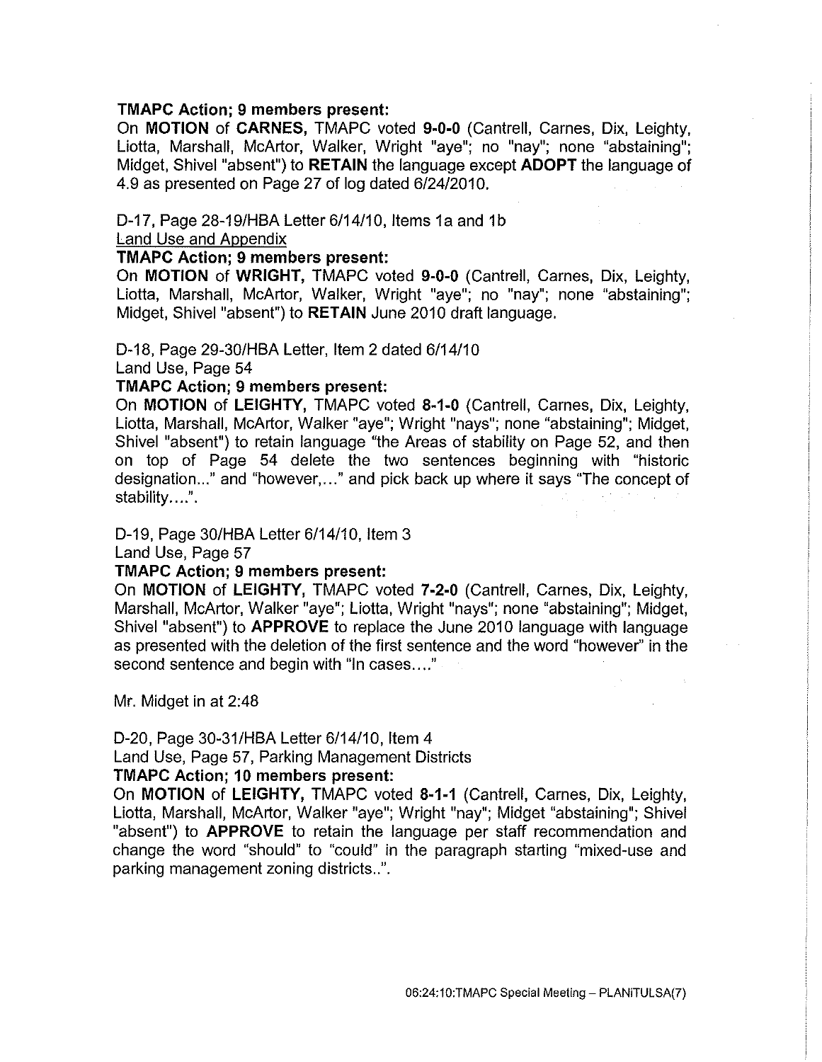**TMAPC Action; 9 members present:**

On **MOTION** of **CARNES,** TMAPC voted **9-0-0** (Cantrell, Carnes, Dix, Leighty, Liotta, Marshall, McArtor, Walker, Wright "aye"; no "nay"; none "abstaining"; Midget, Shivel "absent") to **RETAIN** the language except **ADOPT** the language of 4.9 as presented on Page 27 of log dated 6/24/2010.

D-17, Page 28-19/HBA Letter 6/14/10, Items 1a and 1b

Land Use and Appendix

**TMAPC Action; 9 members present:**

On **MOTION** of **WRIGHT,** TMAPC voted **9-0-0** (Cantrell, Carnes, Dix, Leighty, Liotta, Marshall, McArtor, Walker, Wright "aye"; no "nay"; none "abstaining"; Midget, Shivel "absent") to **RETAIN** June 2010 draft language.

D-18, Page 29-30/HBA Letter, Item 2 dated 6/14/10

Land Use, Page 54

**TMAPC Action; 9 members present:**

On **MOTION** of **LEIGHTY,** TMAPC voted **8-1-0** (Cantrell, Carnes, Dix, Leighty, Liotta, Marshall, McArtor, Walker "aye"; Wright "nays"; none "abstaining"; Midget, Shivel "absent") to retain language "the Areas of stability on Page 52, and then on top of Page 54 delete the two sentences beginning with "historic designation..." and "however,..." and pick back up where it says "The concept of stability....".

D-19, Page 30/HBA Letter 6/14/10, Item 3

Land Use, Page 57

**TMAPC Action; 9 members present:**

On **MOTION** of **LEIGHTY,** TMAPC voted **7-2-0** (Cantrell, Carnes, Dix, Leighty, Marshall, McArtor, Walker "aye"; Liotta, Wright "nays"; none "abstaining"; Midget, Shivel "absent") to **APPROVE** to replace the June 2010 language with language as presented with the deletion of the first sentence and the word "however" in the second sentence and begin with "In cases...."

Mr. Midget in at 2:48

D-20, Page 30-31/HBA Letter 6/14/10, Item 4

Land Use, Page 57, Parking Management Districts

**TMAPC Action; 10 members present:**

On **MOTION** of **LEIGHTY,** TMAPC voted **8-1-1** (Cantrell, Carnes, Dix, Leighty, Liotta, Marshall, McArtor, Walker "aye"; Wright "nay"; Midget "abstaining"; Shivel "absent") to **APPROVE** to retain the language per staff recommendation and change the word "should" to "could" in the paragraph starting "mixed-use and parking management zoning districts..".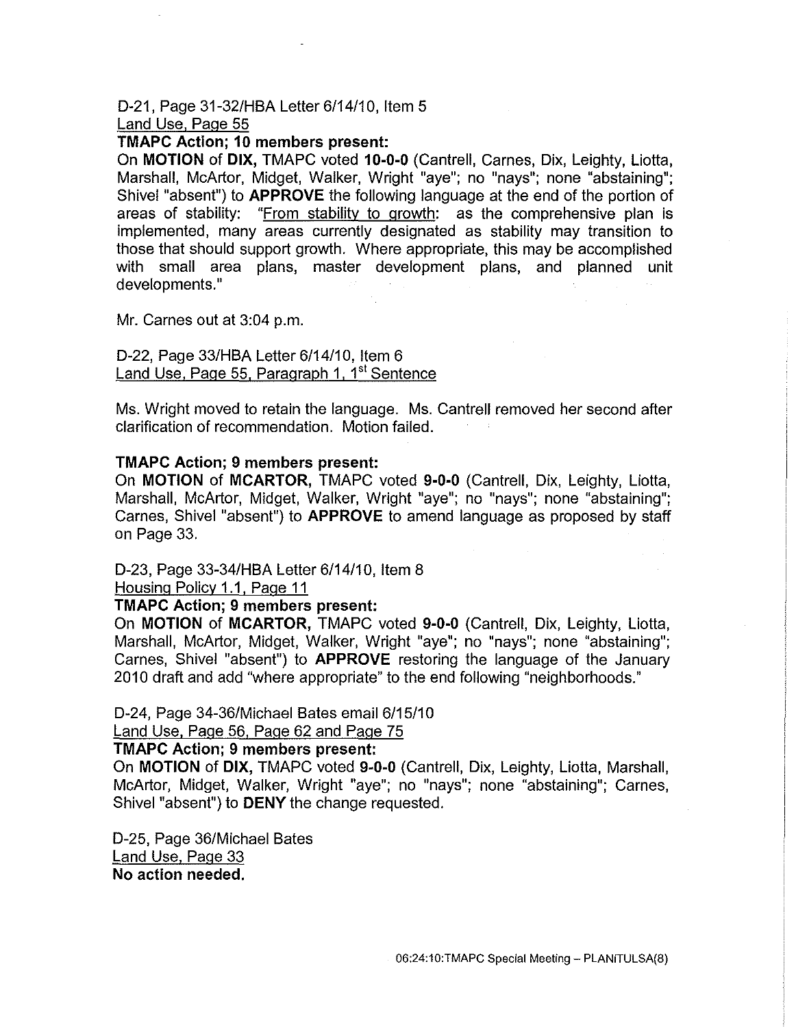D-21, Page 31-32/HBA Letter 6/14/10, Item 5
Land Use, Page 55

**TMAPC Action; 10 members present:**

On **MOTION** of **DIX,** TMAPC voted **10-0-0** (Cantrell, Carnes, Dix, Leighty, Liotta, Marshall, McArtor, Midget, Walker, Wright "aye"; no "nays"; none "abstaining"; Shivel "absent") to **APPROVE** the following language at the end of the portion of areas of stability: "From stability to growth: as the comprehensive plan is implemented, many areas currently designated as stability may transition to those that should support growth. Where appropriate, this may be accomplished with small area plans, master development plans, and planned unit developments."

Mr. Carnes out at 3:04 p.m.

D-22, Page 33/HBA Letter 6/14/10, Item 6
Land Use, Page 55, Paragraph 1, 1st Sentence

Ms. Wright moved to retain the language. Ms. Cantrell removed her second after clarification of recommendation. Motion failed.

**TMAPC Action; 9 members present:**

On **MOTION** of **MCARTOR,** TMAPC voted **9-0-0** (Cantrell, Dix, Leighty, Liotta, Marshall, McArtor, Midget, Walker, Wright "aye"; no "nays"; none "abstaining"; Carnes, Shivel "absent") to **APPROVE** to amend language as proposed by staff on Page 33.

D-23, Page 33-34/HBA Letter 6/14/10, Item 8
Housing Policy 1.1, Page 11

**TMAPC Action; 9 members present:**

On **MOTION** of **MCARTOR,** TMAPC voted **9-0-0** (Cantrell, Dix, Leighty, Liotta, Marshall, McArtor, Midget, Walker, Wright "aye"; no "nays"; none "abstaining"; Carnes, Shivel "absent") to **APPROVE** restoring the language of the January 2010 draft and add "where appropriate" to the end following "neighborhoods."

D-24, Page 34-36/Michael Bates email 6/15/10
Land Use, Page 56, Page 62 and Page 75

**TMAPC Action; 9 members present:**

On **MOTION** of **DIX,** TMAPC voted **9-0-0** (Cantrell, Dix, Leighty, Liotta, Marshall, McArtor, Midget, Walker, Wright "aye"; no "nays"; none "abstaining"; Carnes, Shivel "absent") to **DENY** the change requested.

D-25, Page 36/Michael Bates
Land Use, Page 33
**No action needed.**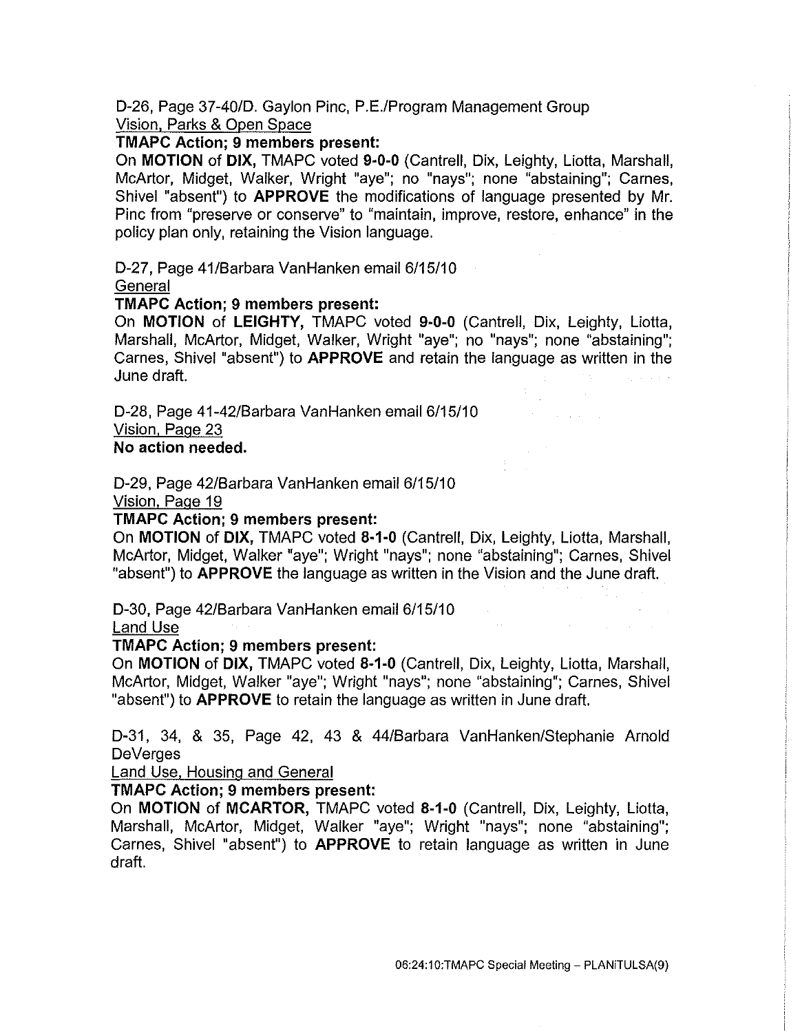D-26, Page 37-40/D. Gaylon Pinc, P.E./Program Management Group
Vision, Parks & Open Space

**TMAPC Action; 9 members present:**

On **MOTION** of **DIX,** TMAPC voted **9-0-0** (Cantrell, Dix, Leighty, Liotta, Marshall, McArtor, Midget, Walker, Wright "aye"; no "nays"; none "abstaining"; Carnes, Shivel "absent") to **APPROVE** the modifications of language presented by Mr. Pinc from "preserve or conserve" to "maintain, improve, restore, enhance" in the policy plan only, retaining the Vision language.

D-27, Page 41/Barbara VanHanken email 6/15/10
General

**TMAPC Action; 9 members present:**

On **MOTION** of **LEIGHTY,** TMAPC voted **9-0-0** (Cantrell, Dix, Leighty, Liotta, Marshall, McArtor, Midget, Walker, Wright "aye"; no "nays"; none "abstaining"; Carnes, Shivel "absent") to **APPROVE** and retain the language as written in the June draft.

D-28, Page 41-42/Barbara VanHanken email 6/15/10
Vision, Page 23

**No action needed.**

D-29, Page 42/Barbara VanHanken email 6/15/10
Vision, Page 19

**TMAPC Action; 9 members present:**

On **MOTION** of **DIX,** TMAPC voted **8-1-0** (Cantrell, Dix, Leighty, Liotta, Marshall, McArtor, Midget, Walker "aye"; Wright "nays"; none "abstaining"; Carnes, Shivel "absent") to **APPROVE** the language as written in the Vision and the June draft.

D-30, Page 42/Barbara VanHanken email 6/15/10
Land Use

**TMAPC Action; 9 members present:**

On **MOTION** of **DIX,** TMAPC voted **8-1-0** (Cantrell, Dix, Leighty, Liotta, Marshall, McArtor, Midget, Walker "aye"; Wright "nays"; none "abstaining"; Carnes, Shivel "absent") to **APPROVE** to retain the language as written in June draft.

D-31, 34, & 35, Page 42, 43 & 44/Barbara VanHanken/Stephanie Arnold DeVerges
Land Use, Housing and General

**TMAPC Action; 9 members present:**

On **MOTION** of **MCARTOR,** TMAPC voted **8-1-0** (Cantrell, Dix, Leighty, Liotta, Marshall, McArtor, Midget, Walker "aye"; Wright "nays"; none "abstaining"; Carnes, Shivel "absent") to **APPROVE** to retain language as written in June draft.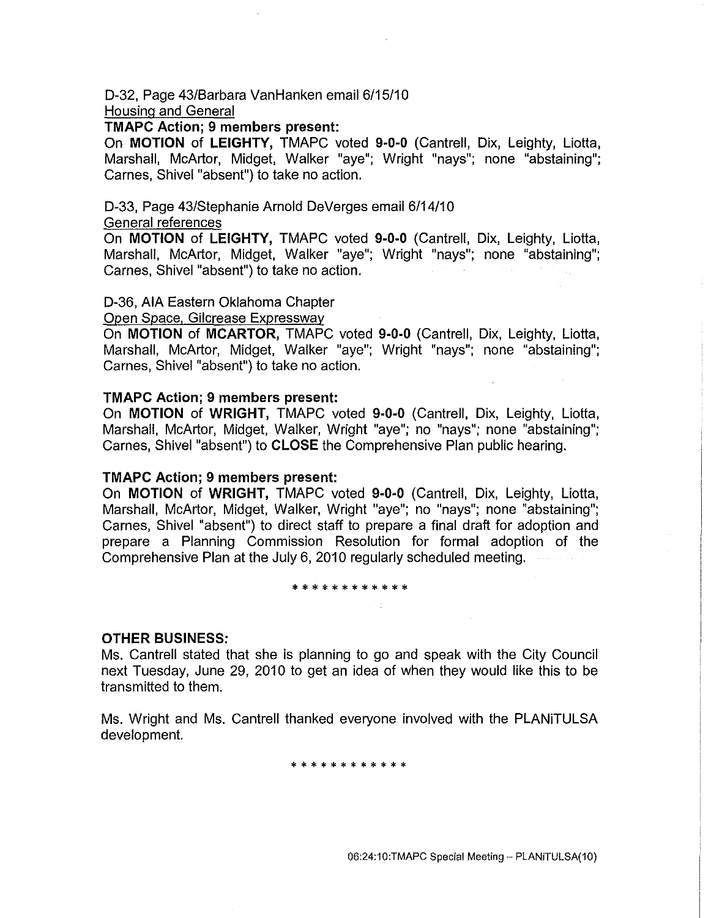D-32, Page 43/Barbara VanHanken email 6/15/10

Housing and General

**TMAPC Action; 9 members present:**

On **MOTION** of **LEIGHTY,** TMAPC voted **9-0-0** (Cantrell, Dix, Leighty, Liotta, Marshall, McArtor, Midget, Walker "aye"; Wright "nays"; none "abstaining"; Carnes, Shivel "absent") to take no action.

D-33, Page 43/Stephanie Arnold DeVerges email 6/14/10

General references

On **MOTION** of **LEIGHTY,** TMAPC voted **9-0-0** (Cantrell, Dix, Leighty, Liotta, Marshall, McArtor, Midget, Walker "aye"; Wright "nays"; none "abstaining"; Carnes, Shivel "absent") to take no action.

D-36, AIA Eastern Oklahoma Chapter

Open Space, Gilcrease Expressway

On **MOTION** of **MCARTOR,** TMAPC voted **9-0-0** (Cantrell, Dix, Leighty, Liotta, Marshall, McArtor, Midget, Walker "aye"; Wright "nays"; none "abstaining"; Carnes, Shivel "absent") to take no action.

**TMAPC Action; 9 members present:**

On **MOTION** of **WRIGHT,** TMAPC voted **9-0-0** (Cantrell, Dix, Leighty, Liotta, Marshall, McArtor, Midget, Walker, Wright "aye"; no "nays"; none "abstaining"; Carnes, Shivel "absent") to **CLOSE** the Comprehensive Plan public hearing.

**TMAPC Action; 9 members present:**

On **MOTION** of **WRIGHT,** TMAPC voted **9-0-0** (Cantrell, Dix, Leighty, Liotta, Marshall, McArtor, Midget, Walker, Wright "aye"; no "nays"; none "abstaining"; Carnes, Shivel "absent") to direct staff to prepare a final draft for adoption and prepare a Planning Commission Resolution for formal adoption of the Comprehensive Plan at the July 6, 2010 regularly scheduled meeting.

\* \* \* \* \* \* \* \* \* \* \* \*

**OTHER BUSINESS:**

Ms. Cantrell stated that she is planning to go and speak with the City Council next Tuesday, June 29, 2010 to get an idea of when they would like this to be transmitted to them.

Ms. Wright and Ms. Cantrell thanked everyone involved with the PLANiTULSA development.

\* \* \* \* \* \* \* \* \* \* \* \*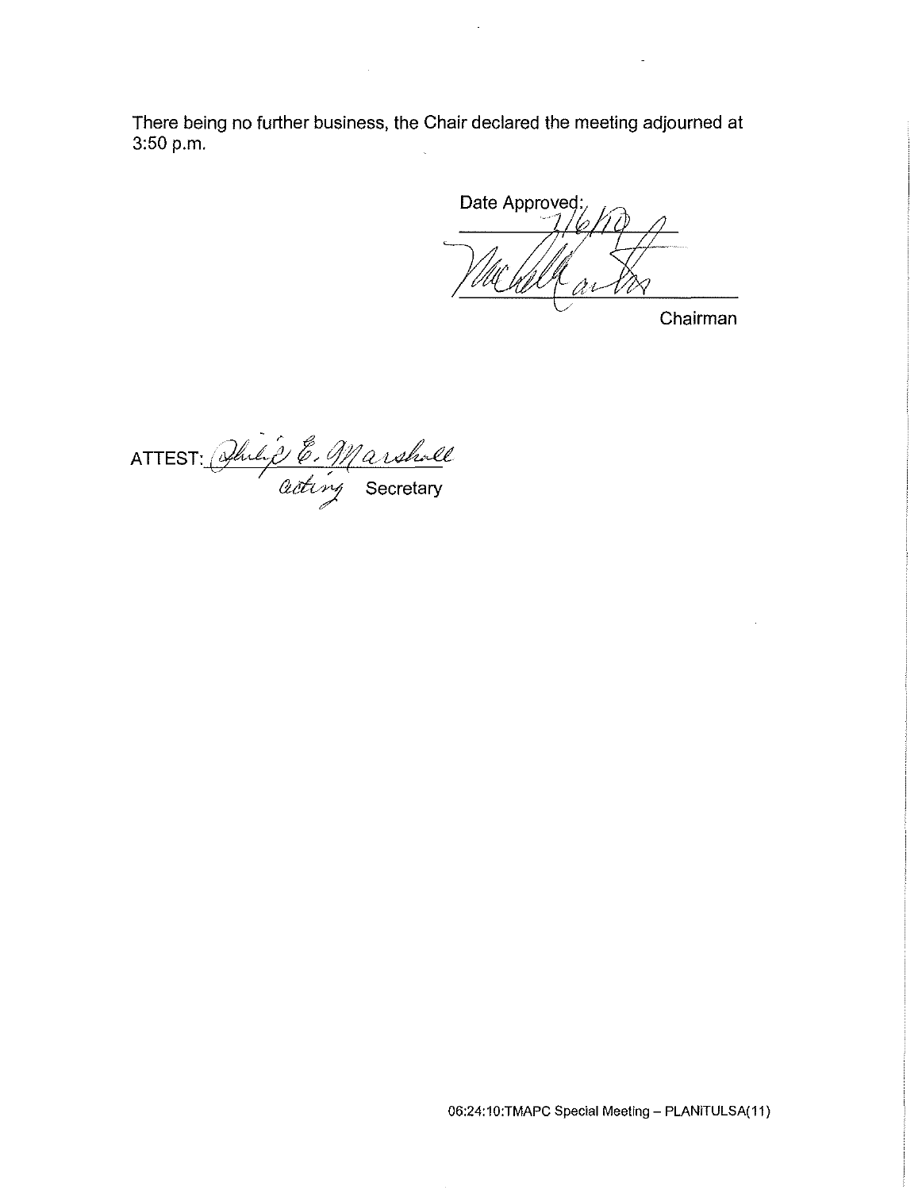There being no further business, the Chair declared the meeting adjourned at 3:50 p.m.

Date Approved:
7/6/10

Chairman

ATTEST: Philip E. Marshall
Acting Secretary